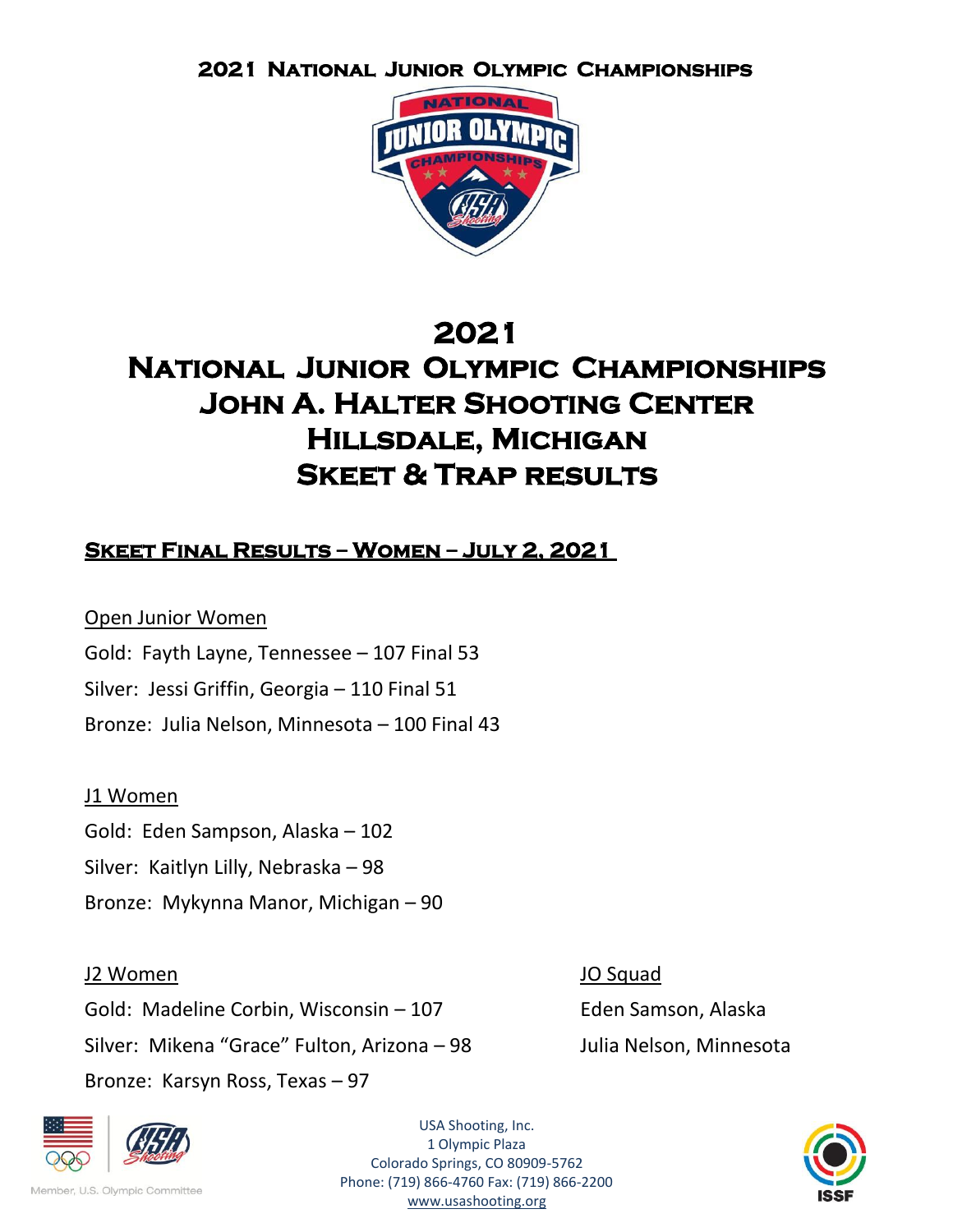# 2021 National Junior Olympic Championships

# 2021
# National Junior Olympic Championships
# John A. Halter Shooting Center
# Hillsdale, Michigan
# Skeet & Trap Results

## Skeet Final Results – Women – July 2, 2021

Open Junior Women

Gold: Fayth Layne, Tennessee – 107 Final 53

Silver: Jessi Griffin, Georgia – 110 Final 51

Bronze: Julia Nelson, Minnesota – 100 Final 43

J1 Women

Gold: Eden Sampson, Alaska – 102

Silver: Kaitlyn Lilly, Nebraska – 98

Bronze: Mykynna Manor, Michigan – 90

J2 Women

Gold: Madeline Corbin, Wisconsin – 107

Silver: Mikena "Grace" Fulton, Arizona – 98

Bronze: Karsyn Ross, Texas – 97

JO Squad

Eden Samson, Alaska

Julia Nelson, Minnesota

Member, U.S. Olympic Committee

USA Shooting, Inc.
1 Olympic Plaza
Colorado Springs, CO 80909-5762
Phone: (719) 866-4760 Fax: (719) 866-2200
www.usashooting.org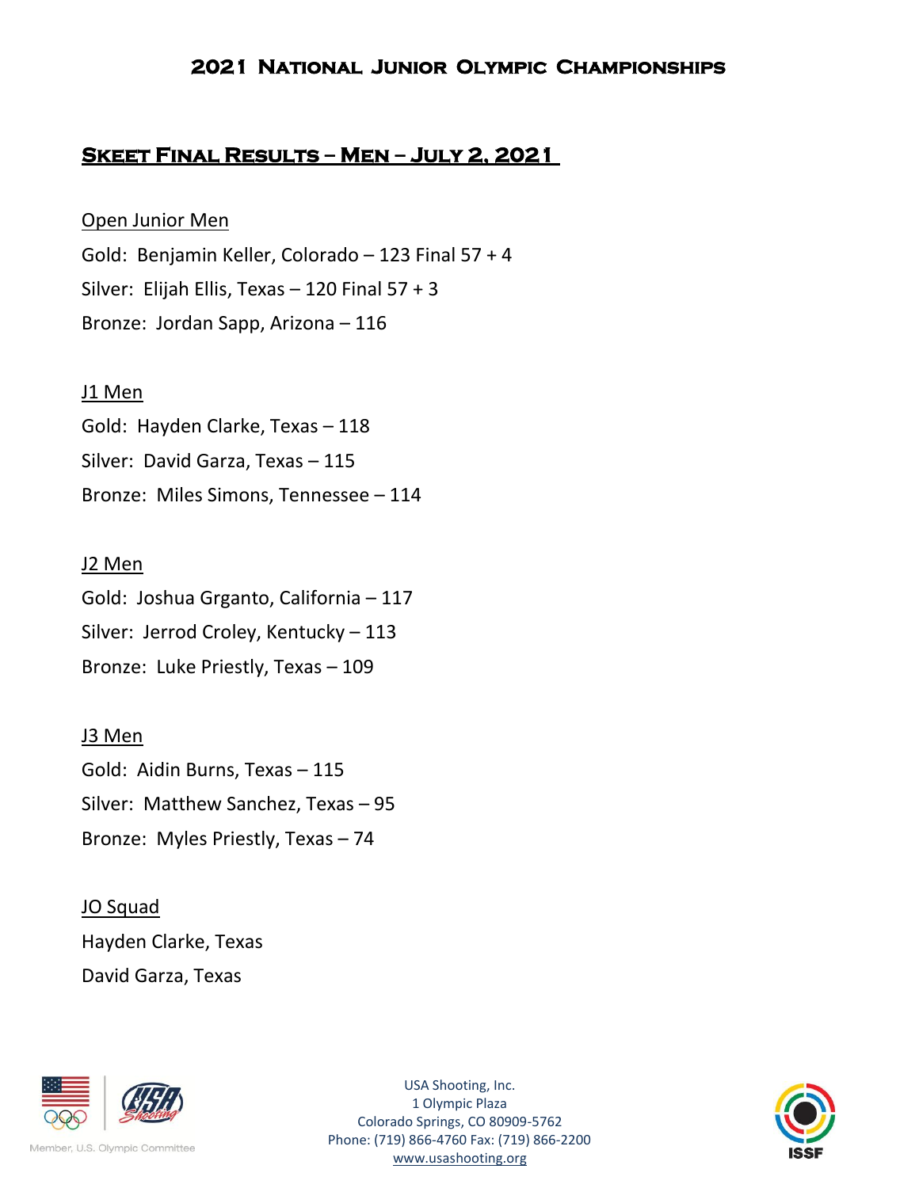# 2021 National Junior Olympic Championships

## Skeet Final Results – Men – July 2, 2021

Open Junior Men

Gold: Benjamin Keller, Colorado – 123 Final 57 + 4

Silver: Elijah Ellis, Texas – 120 Final 57 + 3

Bronze: Jordan Sapp, Arizona – 116

J1 Men

Gold: Hayden Clarke, Texas – 118

Silver: David Garza, Texas – 115

Bronze: Miles Simons, Tennessee – 114

J2 Men

Gold: Joshua Grganto, California – 117

Silver: Jerrod Croley, Kentucky – 113

Bronze: Luke Priestly, Texas – 109

J3 Men

Gold: Aidin Burns, Texas – 115

Silver: Matthew Sanchez, Texas – 95

Bronze: Myles Priestly, Texas – 74

JO Squad

Hayden Clarke, Texas

David Garza, Texas

Member, U.S. Olympic Committee

USA Shooting, Inc.
1 Olympic Plaza
Colorado Springs, CO 80909-5762
Phone: (719) 866-4760 Fax: (719) 866-2200
www.usashooting.org

ISSF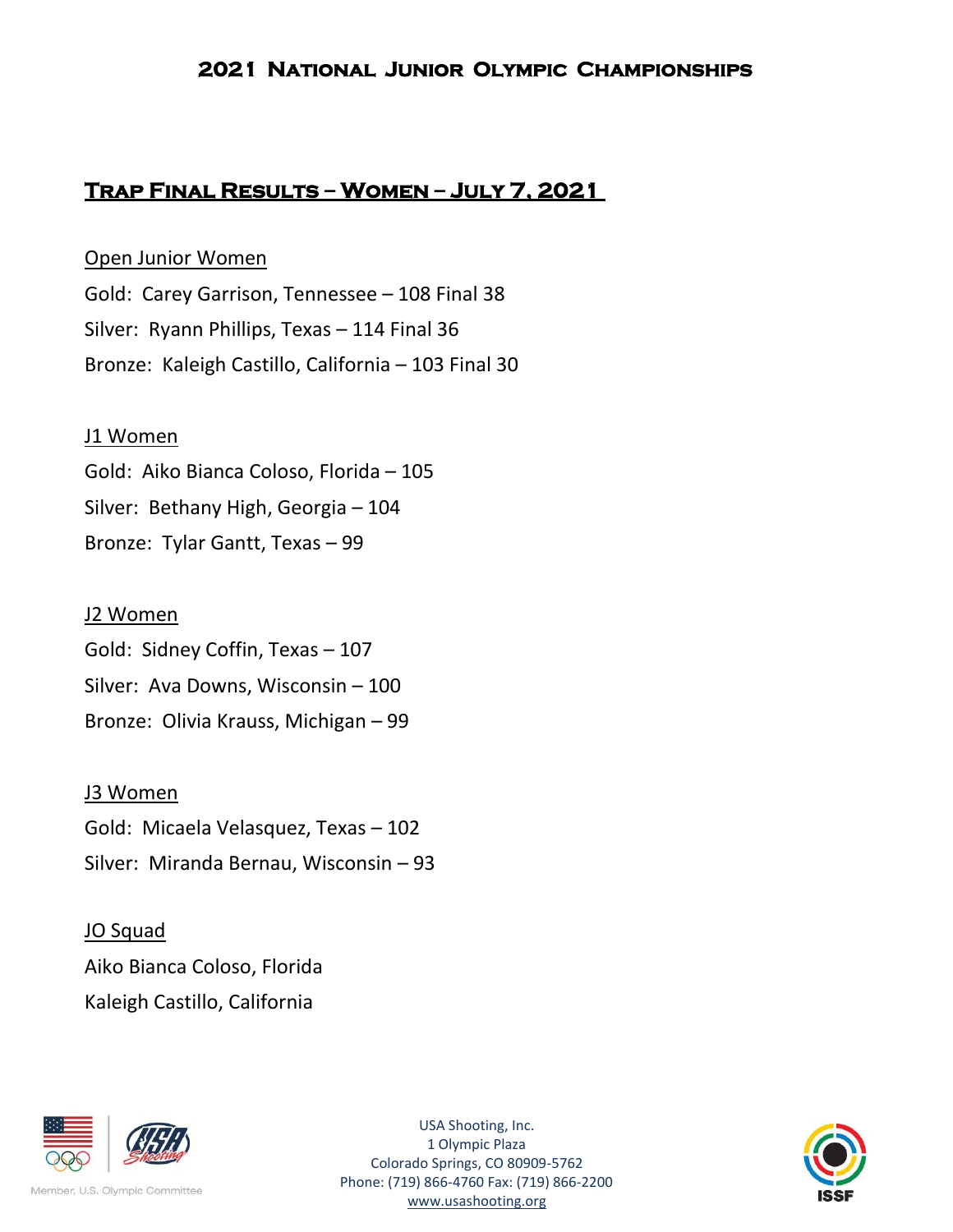# 2021 National Junior Olympic Championships

## Trap Final Results – Women – July 7, 2021

Open Junior Women

Gold: Carey Garrison, Tennessee – 108 Final 38

Silver: Ryann Phillips, Texas – 114 Final 36

Bronze: Kaleigh Castillo, California – 103 Final 30

J1 Women

Gold: Aiko Bianca Coloso, Florida – 105

Silver: Bethany High, Georgia – 104

Bronze: Tylar Gantt, Texas – 99

J2 Women

Gold: Sidney Coffin, Texas – 107

Silver: Ava Downs, Wisconsin – 100

Bronze: Olivia Krauss, Michigan – 99

J3 Women

Gold: Micaela Velasquez, Texas – 102

Silver: Miranda Bernau, Wisconsin – 93

JO Squad

Aiko Bianca Coloso, Florida

Kaleigh Castillo, California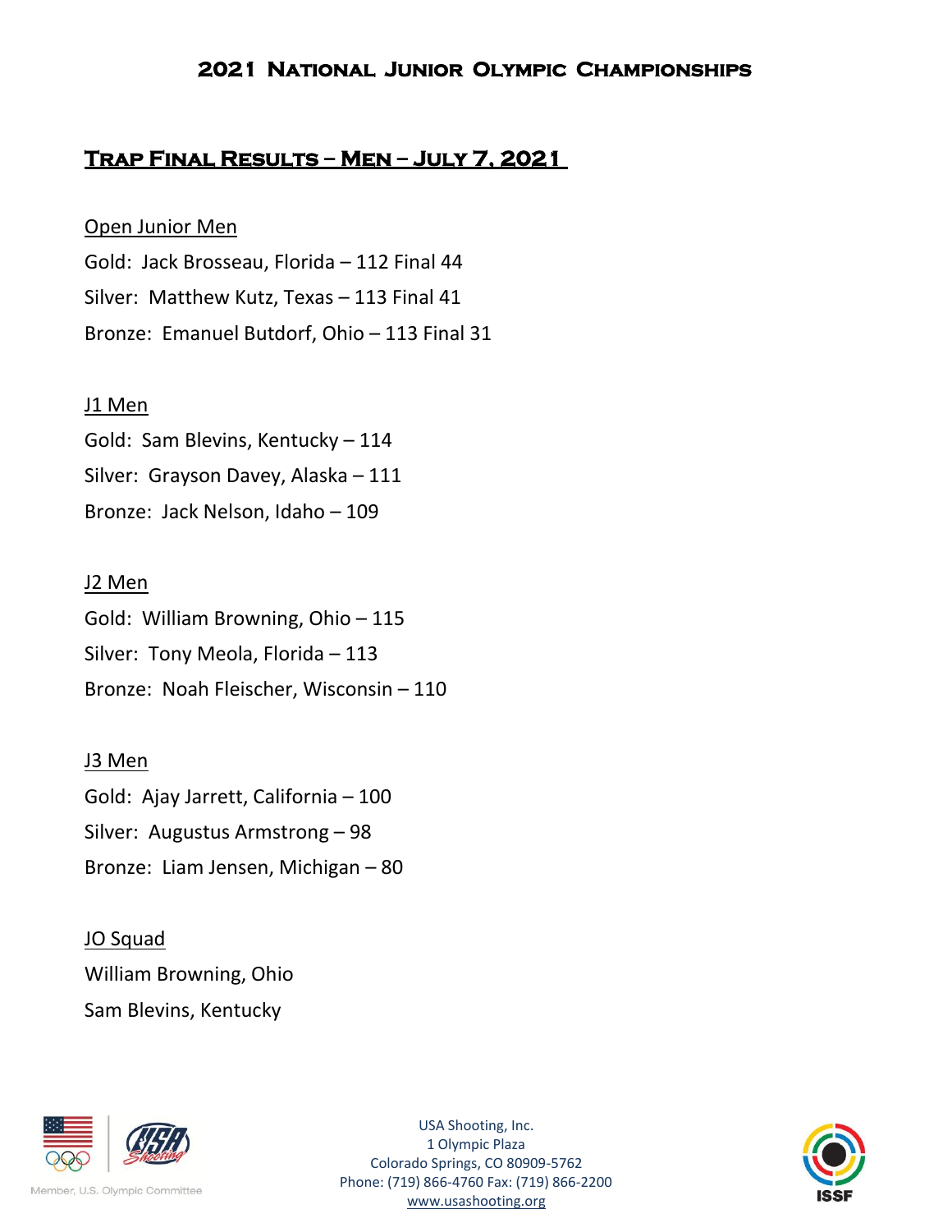# 2021 National Junior Olympic Championships

## Trap Final Results – Men – July 7, 2021

Open Junior Men

Gold: Jack Brosseau, Florida – 112 Final 44

Silver: Matthew Kutz, Texas – 113 Final 41

Bronze: Emanuel Butdorf, Ohio – 113 Final 31

J1 Men

Gold: Sam Blevins, Kentucky – 114

Silver: Grayson Davey, Alaska – 111

Bronze: Jack Nelson, Idaho – 109

J2 Men

Gold: William Browning, Ohio – 115

Silver: Tony Meola, Florida – 113

Bronze: Noah Fleischer, Wisconsin – 110

J3 Men

Gold: Ajay Jarrett, California – 100

Silver: Augustus Armstrong – 98

Bronze: Liam Jensen, Michigan – 80

JO Squad

William Browning, Ohio

Sam Blevins, Kentucky

Member, U.S. Olympic Committee

USA Shooting, Inc.
1 Olympic Plaza
Colorado Springs, CO 80909-5762
Phone: (719) 866-4760 Fax: (719) 866-2200
www.usashooting.org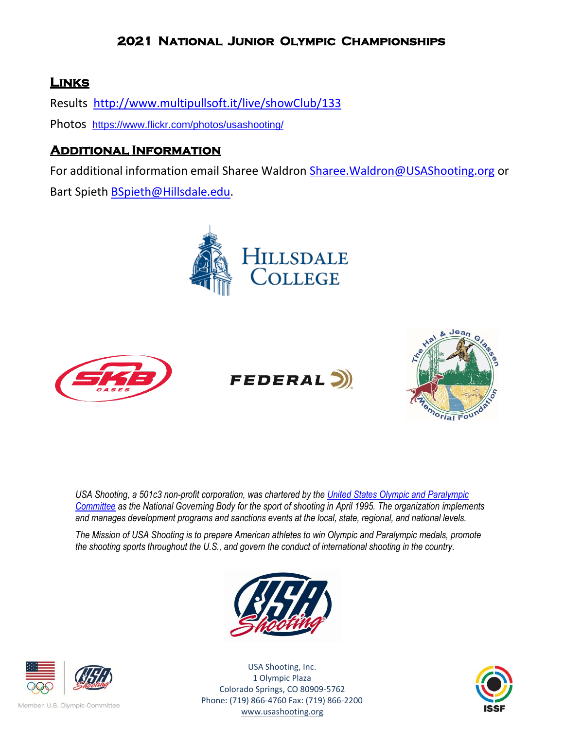## Links

Results http://www.multipullsoft.it/live/showClub/133

Photos https://www.flickr.com/photos/usashooting/

## Additional Information

For additional information email Sharee Waldron Sharee.Waldron@USAShooting.org or Bart Spieth BSpieth@Hillsdale.edu.

*USA Shooting, a 501c3 non-profit corporation, was chartered by the United States Olympic and Paralympic Committee as the National Governing Body for the sport of shooting in April 1995. The organization implements and manages development programs and sanctions events at the local, state, regional, and national levels.*

*The Mission of USA Shooting is to prepare American athletes to win Olympic and Paralympic medals, promote the shooting sports throughout the U.S., and govern the conduct of international shooting in the country.*

Member, U.S. Olympic Committee

USA Shooting, Inc.
1 Olympic Plaza
Colorado Springs, CO 80909-5762
Phone: (719) 866-4760 Fax: (719) 866-2200
www.usashooting.org